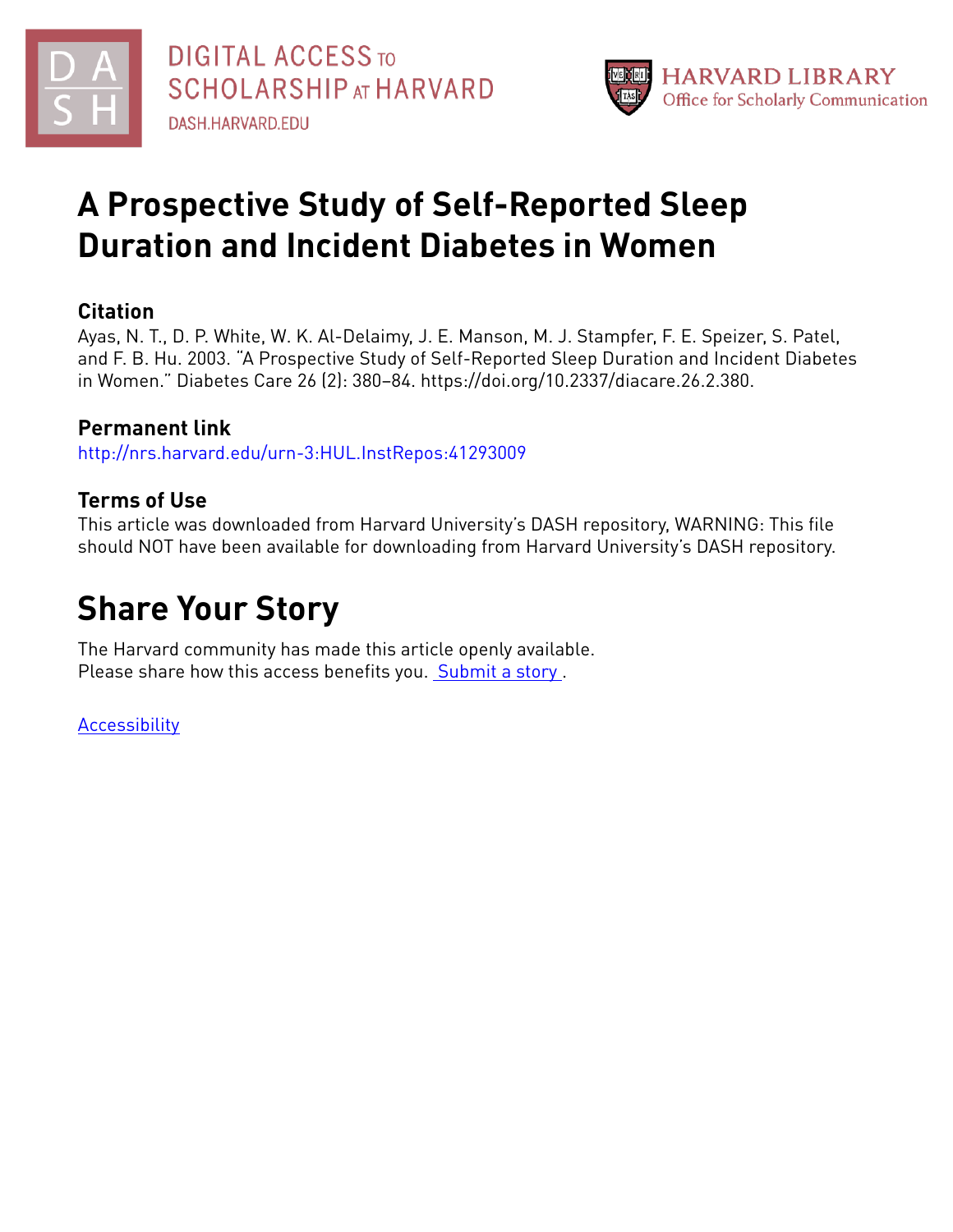# A Prospective Study of Self-Reported Sleep Duration and Incident Diabetes in Women

## Citation

Ayas, N. T., D. P. White, W. K. Al-Delaimy, J. E. Manson, M. J. Stampfer, F. E. Speizer, S. Patel, and F. B. Hu. 2003. "A Prospective Study of Self-Reported Sleep Duration and Incident Diabetes in Women." Diabetes Care 26 (2): 380–84. https://doi.org/10.2337/diacare.26.2.380.

## Permanent link

http://nrs.harvard.edu/urn-3:HUL.InstRepos:41293009

## Terms of Use

This article was downloaded from Harvard University's DASH repository, WARNING: This file should NOT have been available for downloading from Harvard University's DASH repository.

# Share Your Story

The Harvard community has made this article openly available.
Please share how this access benefits you. Submit a story .

Accessibility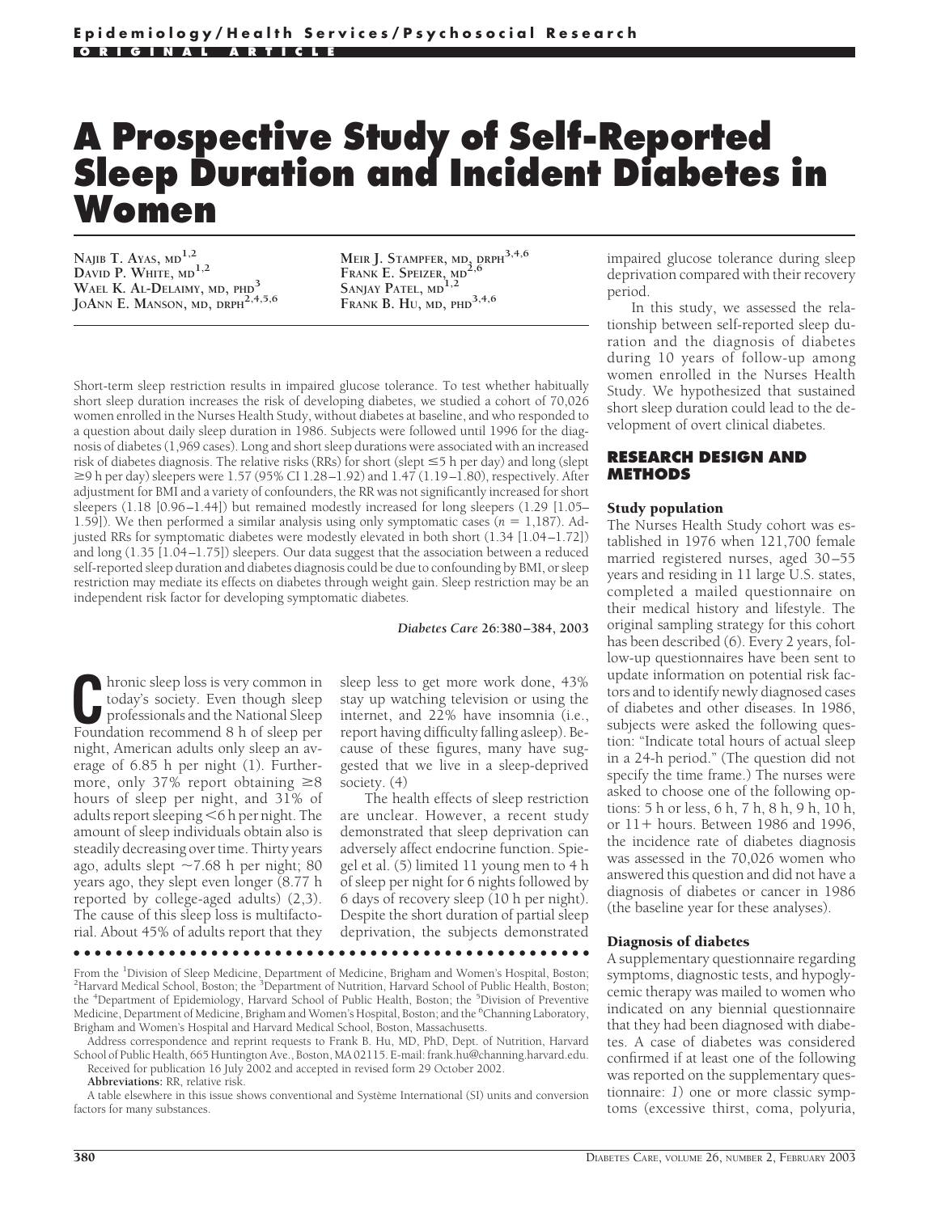Epidemiology/Health Services/Psychosocial Research

ORIGINAL ARTICLE

# A Prospective Study of Self-Reported Sleep Duration and Incident Diabetes in Women

NAJIB T. AYAS, MD[1,2]
DAVID P. WHITE, MD[1,2]
WAEL K. AL-DELAIMY, MD, PHD[3]
JOANN E. MANSON, MD, DRPH[2,4,5,6]
MEIR J. STAMPFER, MD, DRPH[3,4,6]
FRANK E. SPEIZER, MD[2,6]
SANJAY PATEL, MD[1,2]
FRANK B. HU, MD, PHD[3,4,6]

Short-term sleep restriction results in impaired glucose tolerance. To test whether habitually short sleep duration increases the risk of developing diabetes, we studied a cohort of 70,026 women enrolled in the Nurses Health Study, without diabetes at baseline, and who responded to a question about daily sleep duration in 1986. Subjects were followed until 1996 for the diagnosis of diabetes (1,969 cases). Long and short sleep durations were associated with an increased risk of diabetes diagnosis. The relative risks (RRs) for short (slept ≤5 h per day) and long (slept ≥9 h per day) sleepers were 1.57 (95% CI 1.28–1.92) and 1.47 (1.19–1.80), respectively. After adjustment for BMI and a variety of confounders, the RR was not significantly increased for short sleepers (1.18 [0.96–1.44]) but remained modestly increased for long sleepers (1.29 [1.05–1.59]). We then performed a similar analysis using only symptomatic cases ($n$ = 1,187). Adjusted RRs for symptomatic diabetes were modestly elevated in both short (1.34 [1.04–1.72]) and long (1.35 [1.04–1.75]) sleepers. Our data suggest that the association between a reduced self-reported sleep duration and diabetes diagnosis could be due to confounding by BMI, or sleep restriction may mediate its effects on diabetes through weight gain. Sleep restriction may be an independent risk factor for developing symptomatic diabetes.

*Diabetes Care* 26:380–384, 2003

Chronic sleep loss is very common in today's society. Even though sleep professionals and the National Sleep Foundation recommend 8 h of sleep per night, American adults only sleep an average of 6.85 h per night (1). Furthermore, only 37% report obtaining ≥8 hours of sleep per night, and 31% of adults report sleeping <6 h per night. The amount of sleep individuals obtain also is steadily decreasing over time. Thirty years ago, adults slept ~7.68 h per night; 80 years ago, they slept even longer (8.77 h reported by college-aged adults) (2,3). The cause of this sleep loss is multifactorial. About 45% of adults report that they sleep less to get more work done, 43% stay up watching television or using the internet, and 22% have insomnia (i.e., report having difficulty falling asleep). Because of these figures, many have suggested that we live in a sleep-deprived society. (4)

The health effects of sleep restriction are unclear. However, a recent study demonstrated that sleep deprivation can adversely affect endocrine function. Spiegel et al. (5) limited 11 young men to 4 h of sleep per night for 6 nights followed by 6 days of recovery sleep (10 h per night). Despite the short duration of partial sleep deprivation, the subjects demonstrated impaired glucose tolerance during sleep deprivation compared with their recovery period.

In this study, we assessed the relationship between self-reported sleep duration and the diagnosis of diabetes during 10 years of follow-up among women enrolled in the Nurses Health Study. We hypothesized that sustained short sleep duration could lead to the development of overt clinical diabetes.

## RESEARCH DESIGN AND METHODS

### Study population

The Nurses Health Study cohort was established in 1976 when 121,700 female married registered nurses, aged 30–55 years and residing in 11 large U.S. states, completed a mailed questionnaire on their medical history and lifestyle. The original sampling strategy for this cohort has been described (6). Every 2 years, follow-up questionnaires have been sent to update information on potential risk factors and to identify newly diagnosed cases of diabetes and other diseases. In 1986, subjects were asked the following question: "Indicate total hours of actual sleep in a 24-h period." (The question did not specify the time frame.) The nurses were asked to choose one of the following options: 5 h or less, 6 h, 7 h, 8 h, 9 h, 10 h, or 11+ hours. Between 1986 and 1996, the incidence rate of diabetes diagnosis was assessed in the 70,026 women who answered this question and did not have a diagnosis of diabetes or cancer in 1986 (the baseline year for these analyses).

### Diagnosis of diabetes

A supplementary questionnaire regarding symptoms, diagnostic tests, and hypoglycemic therapy was mailed to women who indicated on any biennial questionnaire that they had been diagnosed with diabetes. A case of diabetes was considered confirmed if at least one of the following was reported on the supplementary questionnaire: *1*) one or more classic symptoms (excessive thirst, coma, polyuria,

From the [1]Division of Sleep Medicine, Department of Medicine, Brigham and Women's Hospital, Boston; [2]Harvard Medical School, Boston; the [3]Department of Nutrition, Harvard School of Public Health, Boston; the [4]Department of Epidemiology, Harvard School of Public Health, Boston; the [5]Division of Preventive Medicine, Department of Medicine, Brigham and Women's Hospital, Boston; and the [6]Channing Laboratory, Brigham and Women's Hospital and Harvard Medical School, Boston, Massachusetts.

Address correspondence and reprint requests to Frank B. Hu, MD, PhD, Dept. of Nutrition, Harvard School of Public Health, 665 Huntington Ave., Boston, MA 02115. E-mail: frank.hu@channing.harvard.edu.

Received for publication 16 July 2002 and accepted in revised form 29 October 2002.

**Abbreviations:** RR, relative risk.

A table elsewhere in this issue shows conventional and Système International (SI) units and conversion factors for many substances.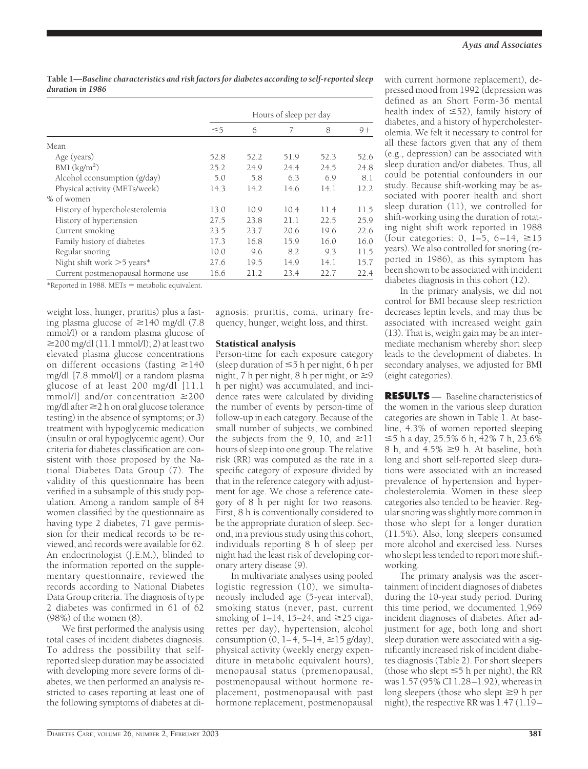**Table 1—Baseline characteristics and risk factors for diabetes according to self-reported sleep duration in 1986**

| | Hours of sleep per day | | | | |
|---|---|---|---|---|---|
| | ≤5 | 6 | 7 | 8 | 9+ |
| Mean | | | | | |
| Age (years) | 52.8 | 52.2 | 51.9 | 52.3 | 52.6 |
| BMI (kg/m$^2$) | 25.2 | 24.9 | 24.4 | 24.5 | 24.8 |
| Alcohol cconsumption (g/day) | 5.0 | 5.8 | 6.3 | 6.9 | 8.1 |
| Physical activity (METs/week) | 14.3 | 14.2 | 14.6 | 14.1 | 12.2 |
| % of women | | | | | |
| History of hypercholesterolemia | 13.0 | 10.9 | 10.4 | 11.4 | 11.5 |
| History of hypertension | 27.5 | 23.8 | 21.1 | 22.5 | 25.9 |
| Current smoking | 23.5 | 23.7 | 20.6 | 19.6 | 22.6 |
| Family history of diabetes | 17.3 | 16.8 | 15.9 | 16.0 | 16.0 |
| Regular snoring | 10.0 | 9.6 | 8.2 | 9.3 | 11.5 |
| Night shift work >5 years* | 27.6 | 19.5 | 14.9 | 14.1 | 15.7 |
| Current postmenopausal hormone use | 16.6 | 21.2 | 23.4 | 22.7 | 22.4 |

*Reported in 1988. METs = metabolic equivalent.

weight loss, hunger, pruritis) plus a fasting plasma glucose of ≥140 mg/dl (7.8 mmol/l) or a random plasma glucose of ≥200 mg/dl (11.1 mmol/l); *2*) at least two elevated plasma glucose concentrations on different occasions (fasting ≥140 mg/dl [7.8 mmol/l] or a random plasma glucose of at least 200 mg/dl [11.1 mmol/l] and/or concentration ≥200 mg/dl after ≥2 h on oral glucose tolerance testing) in the absence of symptoms; or *3*) treatment with hypoglycemic medication (insulin or oral hypoglycemic agent). Our criteria for diabetes classification are consistent with those proposed by the National Diabetes Data Group (7). The validity of this questionnaire has been verified in a subsample of this study population. Among a random sample of 84 women classified by the questionnaire as having type 2 diabetes, 71 gave permission for their medical records to be reviewed, and records were available for 62. An endocrinologist (J.E.M.), blinded to the information reported on the supplementary questionnaire, reviewed the records according to National Diabetes Data Group criteria. The diagnosis of type 2 diabetes was confirmed in 61 of 62 (98%) of the women (8).

We first performed the analysis using total cases of incident diabetes diagnosis. To address the possibility that self-reported sleep duration may be associated with developing more severe forms of diabetes, we then performed an analysis restricted to cases reporting at least one of the following symptoms of diabetes at diagnosis: pruritis, coma, urinary frequency, hunger, weight loss, and thirst.

### Statistical analysis

Person-time for each exposure category (sleep duration of ≤5 h per night, 6 h per night, 7 h per night, 8 h per night, or ≥9 h per night) was accumulated, and incidence rates were calculated by dividing the number of events by person-time of follow-up in each category. Because of the small number of subjects, we combined the subjects from the 9, 10, and ≥11 hours of sleep into one group. The relative risk (RR) was computed as the rate in a specific category of exposure divided by that in the reference category with adjustment for age. We chose a reference category of 8 h per night for two reasons. First, 8 h is conventionally considered to be the appropriate duration of sleep. Second, in a previous study using this cohort, individuals reporting 8 h of sleep per night had the least risk of developing coronary artery disease (9).

In multivariate analyses using pooled logistic regression (10), we simultaneously included age (5-year interval), smoking status (never, past, current smoking of 1–14, 15–24, and ≥25 cigarettes per day), hypertension, alcohol consumption (0, 1–4, 5–14, ≥15 g/day), physical activity (weekly energy expenditure in metabolic equivalent hours), menopausal status (premenopausal, postmenopausal without hormone replacement, postmenopausal with past hormone replacement, postmenopausal with current hormone replacement), depressed mood from 1992 (depression was defined as an Short Form-36 mental health index of ≤52), family history of diabetes, and a history of hypercholesterolemia. We felt it necessary to control for all these factors given that any of them (e.g., depression) can be associated with sleep duration and/or diabetes. Thus, all could be potential confounders in our study. Because shift-working may be associated with poorer health and short sleep duration (11), we controlled for shift-working using the duration of rotating night shift work reported in 1988 (four categories: 0, 1–5, 6–14, ≥15 years). We also controlled for snoring (reported in 1986), as this symptom has been shown to be associated with incident diabetes diagnosis in this cohort (12).

In the primary analysis, we did not control for BMI because sleep restriction decreases leptin levels, and may thus be associated with increased weight gain (13). That is, weight gain may be an intermediate mechanism whereby short sleep leads to the development of diabetes. In secondary analyses, we adjusted for BMI (eight categories).

## RESULTS

Baseline characteristics of the women in the various sleep duration categories are shown in Table 1. At baseline, 4.3% of women reported sleeping ≤5 h a day, 25.5% 6 h, 42% 7 h, 23.6% 8 h, and 4.5% ≥9 h. At baseline, both long and short self-reported sleep durations were associated with an increased prevalence of hypertension and hypercholesterolemia. Women in these sleep categories also tended to be heavier. Regular snoring was slightly more common in those who slept for a longer duration (11.5%). Also, long sleepers consumed more alcohol and exercised less. Nurses who slept less tended to report more shift-working.

The primary analysis was the ascertainment of incident diagnoses of diabetes during the 10-year study period. During this time period, we documented 1,969 incident diagnoses of diabetes. After adjustment for age, both long and short sleep duration were associated with a significantly increased risk of incident diabetes diagnosis (Table 2). For short sleepers (those who slept ≤5 h per night), the RR was 1.57 (95% CI 1.28–1.92), whereas in long sleepers (those who slept ≥9 h per night), the respective RR was 1.47 (1.19–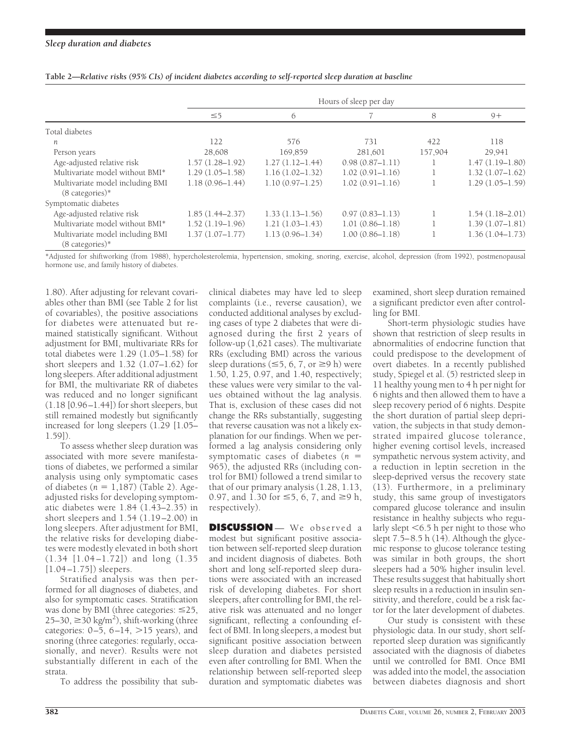**Table 2—Relative risks (95% CIs) of incident diabetes according to self-reported sleep duration at baseline**

| | Hours of sleep per day | | | | |
|---|---|---|---|---|---|
| | ≤5 | 6 | 7 | 8 | 9+ |
| Total diabetes | | | | | |
| *n* | 122 | 576 | 731 | 422 | 118 |
| Person years | 28,608 | 169,859 | 281,601 | 157,904 | 29,941 |
| Age-adjusted relative risk | 1.57 (1.28–1.92) | 1.27 (1.12–1.44) | 0.98 (0.87–1.11) | 1 | 1.47 (1.19–1.80) |
| Multivariate model without BMI* | 1.29 (1.05–1.58) | 1.16 (1.02–1.32) | 1.02 (0.91–1.16) | 1 | 1.32 (1.07–1.62) |
| Multivariate model including BMI (8 categories)* | 1.18 (0.96–1.44) | 1.10 (0.97–1.25) | 1.02 (0.91–1.16) | 1 | 1.29 (1.05–1.59) |
| Symptomatic diabetes | | | | | |
| Age-adjusted relative risk | 1.85 (1.44–2.37) | 1.33 (1.13–1.56) | 0.97 (0.83–1.13) | 1 | 1.54 (1.18–2.01) |
| Multivariate model without BMI* | 1.52 (1.19–1.96) | 1.21 (1.03–1.43) | 1.01 (0.86–1.18) | 1 | 1.39 (1.07–1.81) |
| Multivariate model including BMI (8 categories)* | 1.37 (1.07–1.77) | 1.13 (0.96–1.34) | 1.00 (0.86–1.18) | 1 | 1.36 (1.04–1.73) |

*Adjusted for shiftworking (from 1988), hypercholesterolemia, hypertension, smoking, snoring, exercise, alcohol, depression (from 1992), postmenopausal hormone use, and family history of diabetes.

1.80). After adjusting for relevant covariables other than BMI (see Table 2 for list of covariables), the positive associations for diabetes were attenuated but remained statistically significant. Without adjustment for BMI, multivariate RRs for total diabetes were 1.29 (1.05–1.58) for short sleepers and 1.32 (1.07–1.62) for long sleepers. After additional adjustment for BMI, the multivariate RR of diabetes was reduced and no longer significant (1.18 [0.96–1.44]) for short sleepers, but still remained modestly but significantly increased for long sleepers (1.29 [1.05–1.59]).

To assess whether sleep duration was associated with more severe manifestations of diabetes, we performed a similar analysis using only symptomatic cases of diabetes ($n = 1,187$) (Table 2). Age-adjusted risks for developing symptomatic diabetes were 1.84 (1.43–2.35) in short sleepers and 1.54 (1.19–2.00) in long sleepers. After adjustment for BMI, the relative risks for developing diabetes were modestly elevated in both short (1.34 [1.04–1.72]) and long (1.35 [1.04–1.75]) sleepers.

Stratified analysis was then performed for all diagnoses of diabetes, and also for symptomatic cases. Stratification was done by BMI (three categories: ≤25, 25–30, ≥30 kg/m$^2$), shift-working (three categories: 0–5, 6–14, >15 years), and snoring (three categories: regularly, occasionally, and never). Results were not substantially different in each of the strata.

To address the possibility that subclinical diabetes may have led to sleep complaints (i.e., reverse causation), we conducted additional analyses by excluding cases of type 2 diabetes that were diagnosed during the first 2 years of follow-up (1,621 cases). The multivariate RRs (excluding BMI) across the various sleep durations (≤5, 6, 7, or ≥9 h) were 1.50, 1.25, 0.97, and 1.40, respectively; these values were very similar to the values obtained without the lag analysis. That is, exclusion of these cases did not change the RRs substantially, suggesting that reverse causation was not a likely explanation for our findings. When we performed a lag analysis considering only symptomatic cases of diabetes ($n = 965$), the adjusted RRs (including control for BMI) followed a trend similar to that of our primary analysis (1.28, 1.13, 0.97, and 1.30 for ≤5, 6, 7, and ≥9 h, respectively).

## DISCUSSION

We observed a modest but significant positive association between self-reported sleep duration and incident diagnosis of diabetes. Both short and long self-reported sleep durations were associated with an increased risk of developing diabetes. For short sleepers, after controlling for BMI, the relative risk was attenuated and no longer significant, reflecting a confounding effect of BMI. In long sleepers, a modest but significant positive association between sleep duration and diabetes persisted even after controlling for BMI. When the relationship between self-reported sleep duration and symptomatic diabetes was examined, short sleep duration remained a significant predictor even after controlling for BMI.

Short-term physiologic studies have shown that restriction of sleep results in abnormalities of endocrine function that could predispose to the development of overt diabetes. In a recently published study, Spiegel et al. (5) restricted sleep in 11 healthy young men to 4 h per night for 6 nights and then allowed them to have a sleep recovery period of 6 nights. Despite the short duration of partial sleep deprivation, the subjects in that study demonstrated impaired glucose tolerance, higher evening cortisol levels, increased sympathetic nervous system activity, and a reduction in leptin secretion in the sleep-deprived versus the recovery state (13). Furthermore, in a preliminary study, this same group of investigators compared glucose tolerance and insulin resistance in healthy subjects who regularly slept <6.5 h per night to those who slept 7.5–8.5 h (14). Although the glycemic response to glucose tolerance testing was similar in both groups, the short sleepers had a 50% higher insulin level. These results suggest that habitually short sleep results in a reduction in insulin sensitivity, and therefore, could be a risk factor for the later development of diabetes.

Our study is consistent with these physiologic data. In our study, short self-reported sleep duration was significantly associated with the diagnosis of diabetes until we controlled for BMI. Once BMI was added into the model, the association between diabetes diagnosis and short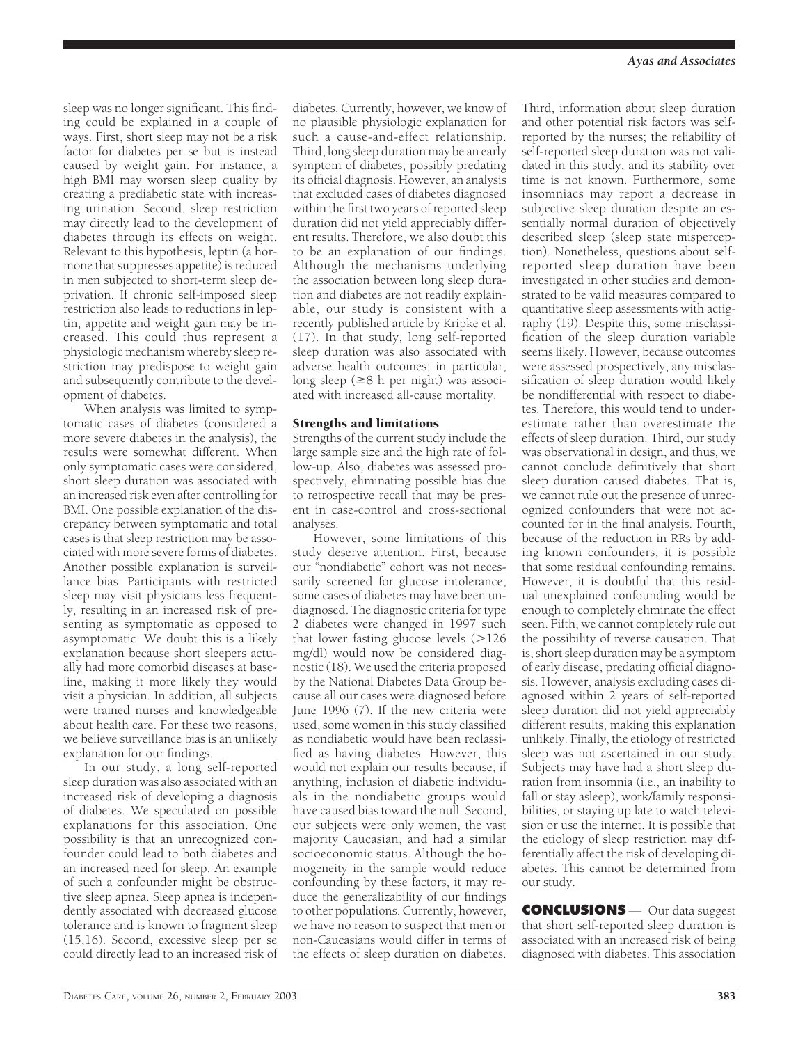sleep was no longer significant. This finding could be explained in a couple of ways. First, short sleep may not be a risk factor for diabetes per se but is instead caused by weight gain. For instance, a high BMI may worsen sleep quality by creating a prediabetic state with increasing urination. Second, sleep restriction may directly lead to the development of diabetes through its effects on weight. Relevant to this hypothesis, leptin (a hormone that suppresses appetite) is reduced in men subjected to short-term sleep deprivation. If chronic self-imposed sleep restriction also leads to reductions in leptin, appetite and weight gain may be increased. This could thus represent a physiologic mechanism whereby sleep restriction may predispose to weight gain and subsequently contribute to the development of diabetes.

When analysis was limited to symptomatic cases of diabetes (considered a more severe diabetes in the analysis), the results were somewhat different. When only symptomatic cases were considered, short sleep duration was associated with an increased risk even after controlling for BMI. One possible explanation of the discrepancy between symptomatic and total cases is that sleep restriction may be associated with more severe forms of diabetes. Another possible explanation is surveillance bias. Participants with restricted sleep may visit physicians less frequently, resulting in an increased risk of presenting as symptomatic as opposed to asymptomatic. We doubt this is a likely explanation because short sleepers actually had more comorbid diseases at baseline, making it more likely they would visit a physician. In addition, all subjects were trained nurses and knowledgeable about health care. For these two reasons, we believe surveillance bias is an unlikely explanation for our findings.

In our study, a long self-reported sleep duration was also associated with an increased risk of developing a diagnosis of diabetes. We speculated on possible explanations for this association. One possibility is that an unrecognized confounder could lead to both diabetes and an increased need for sleep. An example of such a confounder might be obstructive sleep apnea. Sleep apnea is independently associated with decreased glucose tolerance and is known to fragment sleep (15,16). Second, excessive sleep per se could directly lead to an increased risk of diabetes. Currently, however, we know of no plausible physiologic explanation for such a cause-and-effect relationship. Third, long sleep duration may be an early symptom of diabetes, possibly predating its official diagnosis. However, an analysis that excluded cases of diabetes diagnosed within the first two years of reported sleep duration did not yield appreciably different results. Therefore, we also doubt this to be an explanation of our findings. Although the mechanisms underlying the association between long sleep duration and diabetes are not readily explainable, our study is consistent with a recently published article by Kripke et al. (17). In that study, long self-reported sleep duration was also associated with adverse health outcomes; in particular, long sleep ($\geq$8 h per night) was associated with increased all-cause mortality.

### Strengths and limitations

Strengths of the current study include the large sample size and the high rate of follow-up. Also, diabetes was assessed prospectively, eliminating possible bias due to retrospective recall that may be present in case-control and cross-sectional analyses.

However, some limitations of this study deserve attention. First, because our "nondiabetic" cohort was not necessarily screened for glucose intolerance, some cases of diabetes may have been undiagnosed. The diagnostic criteria for type 2 diabetes were changed in 1997 such that lower fasting glucose levels (>126 mg/dl) would now be considered diagnostic (18). We used the criteria proposed by the National Diabetes Data Group because all our cases were diagnosed before June 1996 (7). If the new criteria were used, some women in this study classified as nondiabetic would have been reclassified as having diabetes. However, this would not explain our results because, if anything, inclusion of diabetic individuals in the nondiabetic groups would have caused bias toward the null. Second, our subjects were only women, the vast majority Caucasian, and had a similar socioeconomic status. Although the homogeneity in the sample would reduce confounding by these factors, it may reduce the generalizability of our findings to other populations. Currently, however, we have no reason to suspect that men or non-Caucasians would differ in terms of the effects of sleep duration on diabetes. Third, information about sleep duration and other potential risk factors was self-reported by the nurses; the reliability of self-reported sleep duration was not validated in this study, and its stability over time is not known. Furthermore, some insomniacs may report a decrease in subjective sleep duration despite an essentially normal duration of objectively described sleep (sleep state misperception). Nonetheless, questions about self-reported sleep duration have been investigated in other studies and demonstrated to be valid measures compared to quantitative sleep assessments with actigraphy (19). Despite this, some misclassification of the sleep duration variable seems likely. However, because outcomes were assessed prospectively, any misclassification of sleep duration would likely be nondifferential with respect to diabetes. Therefore, this would tend to underestimate rather than overestimate the effects of sleep duration. Third, our study was observational in design, and thus, we cannot conclude definitively that short sleep duration caused diabetes. That is, we cannot rule out the presence of unrecognized confounders that were not accounted for in the final analysis. Fourth, because of the reduction in RRs by adding known confounders, it is possible that some residual confounding remains. However, it is doubtful that this residual unexplained confounding would be enough to completely eliminate the effect seen. Fifth, we cannot completely rule out the possibility of reverse causation. That is, short sleep duration may be a symptom of early disease, predating official diagnosis. However, analysis excluding cases diagnosed within 2 years of self-reported sleep duration did not yield appreciably different results, making this explanation unlikely. Finally, the etiology of restricted sleep was not ascertained in our study. Subjects may have had a short sleep duration from insomnia (i.e., an inability to fall or stay asleep), work/family responsibilities, or staying up late to watch television or use the internet. It is possible that the etiology of sleep restriction may differentially affect the risk of developing diabetes. This cannot be determined from our study.

## CONCLUSIONS

Our data suggest that short self-reported sleep duration is associated with an increased risk of being diagnosed with diabetes. This association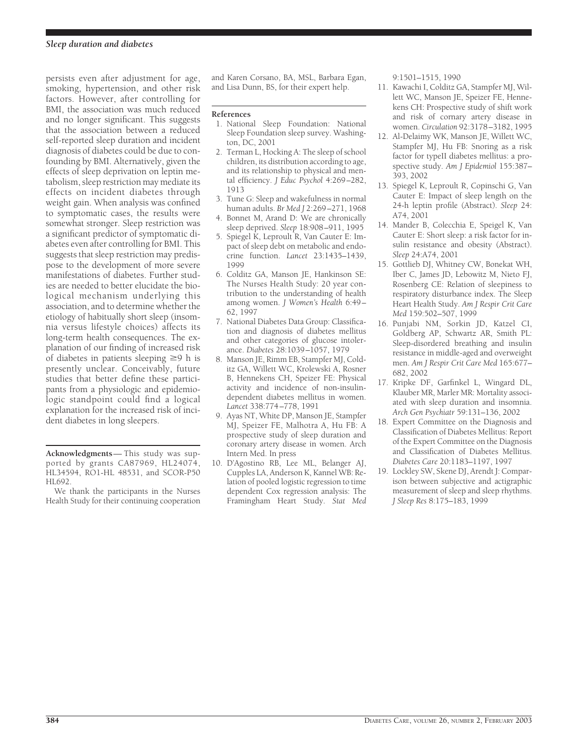persists even after adjustment for age, smoking, hypertension, and other risk factors. However, after controlling for BMI, the association was much reduced and no longer significant. This suggests that the association between a reduced self-reported sleep duration and incident diagnosis of diabetes could be due to confounding by BMI. Alternatively, given the effects of sleep deprivation on leptin metabolism, sleep restriction may mediate its effects on incident diabetes through weight gain. When analysis was confined to symptomatic cases, the results were somewhat stronger. Sleep restriction was a significant predictor of symptomatic diabetes even after controlling for BMI. This suggests that sleep restriction may predispose to the development of more severe manifestations of diabetes. Further studies are needed to better elucidate the biological mechanism underlying this association, and to determine whether the etiology of habitually short sleep (insomnia versus lifestyle choices) affects its long-term health consequences. The explanation of our finding of increased risk of diabetes in patients sleeping ≥9 h is presently unclear. Conceivably, future studies that better define these participants from a physiologic and epidemiologic standpoint could find a logical explanation for the increased risk of incident diabetes in long sleepers.

**Acknowledgments**— This study was supported by grants CA87969, HL24074, HL34594, RO1-HL 48531, and SCOR-P50 HL692.

We thank the participants in the Nurses Health Study for their continuing cooperation and Karen Corsano, BA, MSL, Barbara Egan, and Lisa Dunn, BS, for their expert help.

## References

1. National Sleep Foundation: National Sleep Foundation sleep survey. Washington, DC, 2001
2. Terman L, Hocking A: The sleep of school children, its distribution according to age, and its relationship to physical and mental efficiency. *J Educ Psychol* 4:269–282, 1913
3. Tune G: Sleep and wakefulness in normal human adults. *Br Med J* 2:269–271, 1968
4. Bonnet M, Arand D: We are chronically sleep deprived. *Sleep* 18:908–911, 1995
5. Spiegel K, Leproult R, Van Cauter E: Impact of sleep debt on metabolic and endocrine function. *Lancet* 23:1435–1439, 1999
6. Colditz GA, Manson JE, Hankinson SE: The Nurses Health Study: 20 year contribution to the understanding of health among women. *J Women's Health* 6:49–62, 1997
7. National Diabetes Data Group: Classification and diagnosis of diabetes mellitus and other categories of glucose intolerance. *Diabetes* 28:1039–1057, 1979
8. Manson JE, Rimm EB, Stampfer MJ, Colditz GA, Willett WC, Krolewski A, Rosner B, Hennekens CH, Speizer FE: Physical activity and incidence of non-insulin-dependent diabetes mellitus in women. *Lancet* 338:774–778, 1991
9. Ayas NT, White DP, Manson JE, Stampfer MJ, Speizer FE, Malhotra A, Hu FB: A prospective study of sleep duration and coronary artery disease in women. Arch Intern Med. In press
10. D'Agostino RB, Lee ML, Belanger AJ, Cupples LA, Anderson K, Kannel WB: Relation of pooled logistic regression to time dependent Cox regression analysis: The Framingham Heart Study. *Stat Med* 9:1501–1515, 1990
11. Kawachi I, Colditz GA, Stampfer MJ, Willett WC, Manson JE, Speizer FE, Hennekens CH: Prospective study of shift work and risk of cornary artery disease in women. *Circulation* 92:3178–3182, 1995
12. Al-Delaimy WK, Manson JE, Willett WC, Stampfer MJ, Hu FB: Snoring as a risk factor for typeII diabetes mellitus: a prospective study. *Am J Epidemiol* 155:387–393, 2002
13. Spiegel K, Leproult R, Copinschi G, Van Cauter E: Impact of sleep length on the 24-h leptin profile (Abstract). *Sleep* 24: A74, 2001
14. Mander B, Colecchia E, Speigel K, Van Cauter E: Short sleep: a risk factor for insulin resistance and obesity (Abstract). *Sleep* 24:A74, 2001
15. Gottlieb DJ, Whitney CW, Bonekat WH, Iber C, James JD, Lebowitz M, Nieto FJ, Rosenberg CE: Relation of sleepiness to respiratory disturbance index. The Sleep Heart Health Study. *Am J Respir Crit Care Med* 159:502–507, 1999
16. Punjabi NM, Sorkin JD, Katzel CI, Goldberg AP, Schwartz AR, Smith PL: Sleep-disordered breathing and insulin resistance in middle-aged and overweight men. *Am J Respir Crit Care Med* 165:677–682, 2002
17. Kripke DF, Garfinkel L, Wingard DL, Klauber MR, Marler MR: Mortality associated with sleep duration and insomnia. *Arch Gen Psychiatr* 59:131–136, 2002
18. Expert Committee on the Diagnosis and Classification of Diabetes Mellitus: Report of the Expert Committee on the Diagnosis and Classification of Diabetes Mellitus. *Diabetes Care* 20:1183–1197, 1997
19. Lockley SW, Skene DJ, Arendt J: Comparison between subjective and actigraphic measurement of sleep and sleep rhythms. *J Sleep Res* 8:175–183, 1999